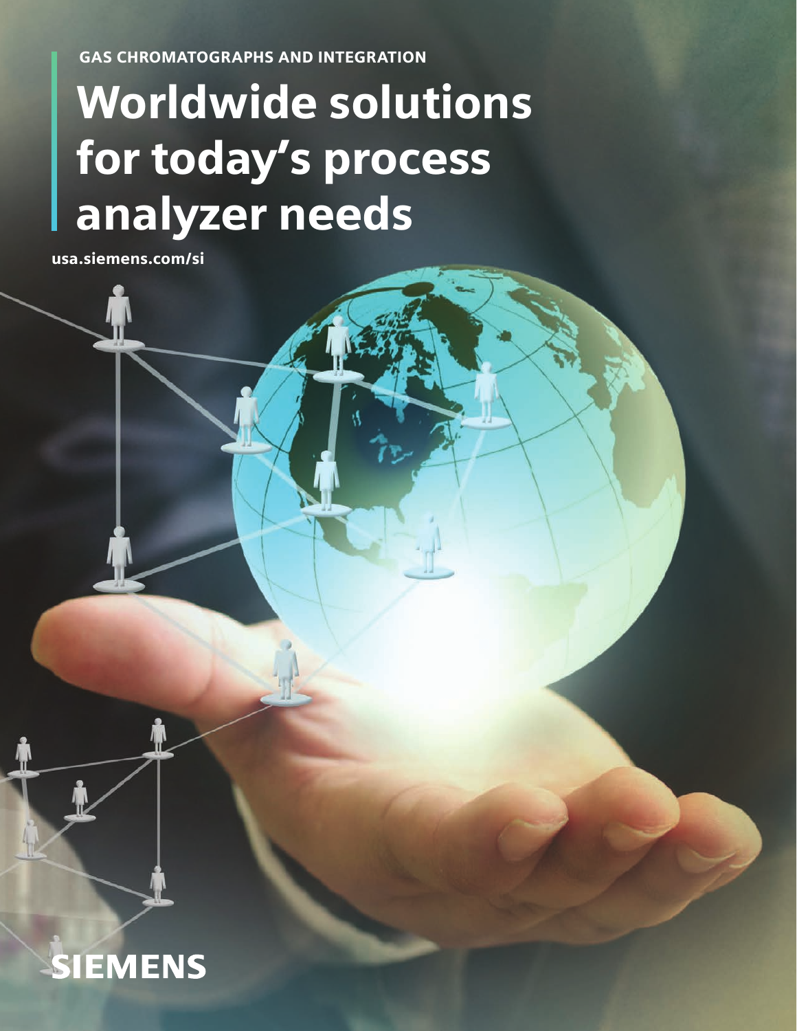GAS CHROMATOGRAPHS AND INTEGRATION

# Worldwide solutions for today's process analyzer needs

usa.siemens.com/si

SIEMENS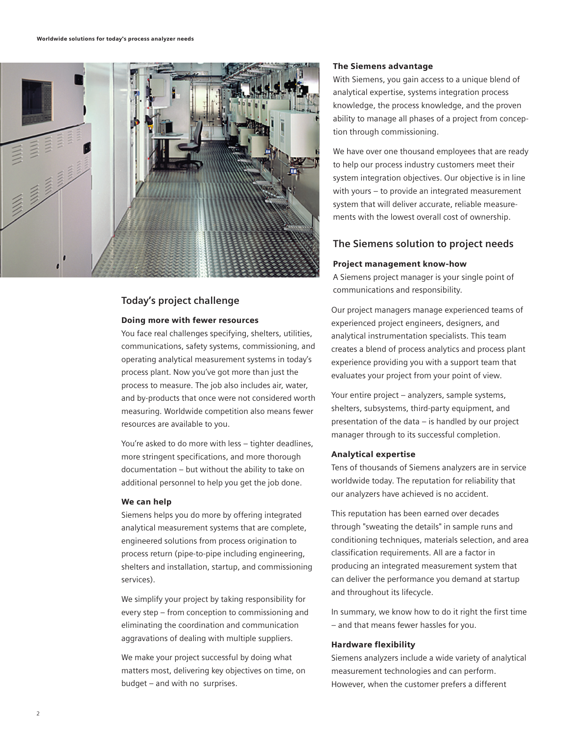## Today's project challenge

### Doing more with fewer resources

You face real challenges specifying, shelters, utilities, communications, safety systems, commissioning, and operating analytical measurement systems in today's process plant. Now you've got more than just the process to measure. The job also includes air, water, and by-products that once were not considered worth measuring. Worldwide competition also means fewer resources are available to you.

You're asked to do more with less – tighter deadlines, more stringent specifications, and more thorough documentation – but without the ability to take on additional personnel to help you get the job done.

### We can help

Siemens helps you do more by offering integrated analytical measurement systems that are complete, engineered solutions from process origination to process return (pipe-to-pipe including engineering, shelters and installation, startup, and commissioning services).

We simplify your project by taking responsibility for every step – from conception to commissioning and eliminating the coordination and communication aggravations of dealing with multiple suppliers.

We make your project successful by doing what matters most, delivering key objectives on time, on budget – and with no surprises.

### The Siemens advantage

With Siemens, you gain access to a unique blend of analytical expertise, systems integration process knowledge, the process knowledge, and the proven ability to manage all phases of a project from conception through commissioning.

We have over one thousand employees that are ready to help our process industry customers meet their system integration objectives. Our objective is in line with yours – to provide an integrated measurement system that will deliver accurate, reliable measurements with the lowest overall cost of ownership.

## The Siemens solution to project needs

### Project management know-how

A Siemens project manager is your single point of communications and responsibility.

Our project managers manage experienced teams of experienced project engineers, designers, and analytical instrumentation specialists. This team creates a blend of process analytics and process plant experience providing you with a support team that evaluates your project from your point of view.

Your entire project – analyzers, sample systems, shelters, subsystems, third-party equipment, and presentation of the data – is handled by our project manager through to its successful completion.

### Analytical expertise

Tens of thousands of Siemens analyzers are in service worldwide today. The reputation for reliability that our analyzers have achieved is no accident.

This reputation has been earned over decades through "sweating the details" in sample runs and conditioning techniques, materials selection, and area classification requirements. All are a factor in producing an integrated measurement system that can deliver the performance you demand at startup and throughout its lifecycle.

In summary, we know how to do it right the first time – and that means fewer hassles for you.

### Hardware flexibility

Siemens analyzers include a wide variety of analytical measurement technologies and can perform. However, when the customer prefers a different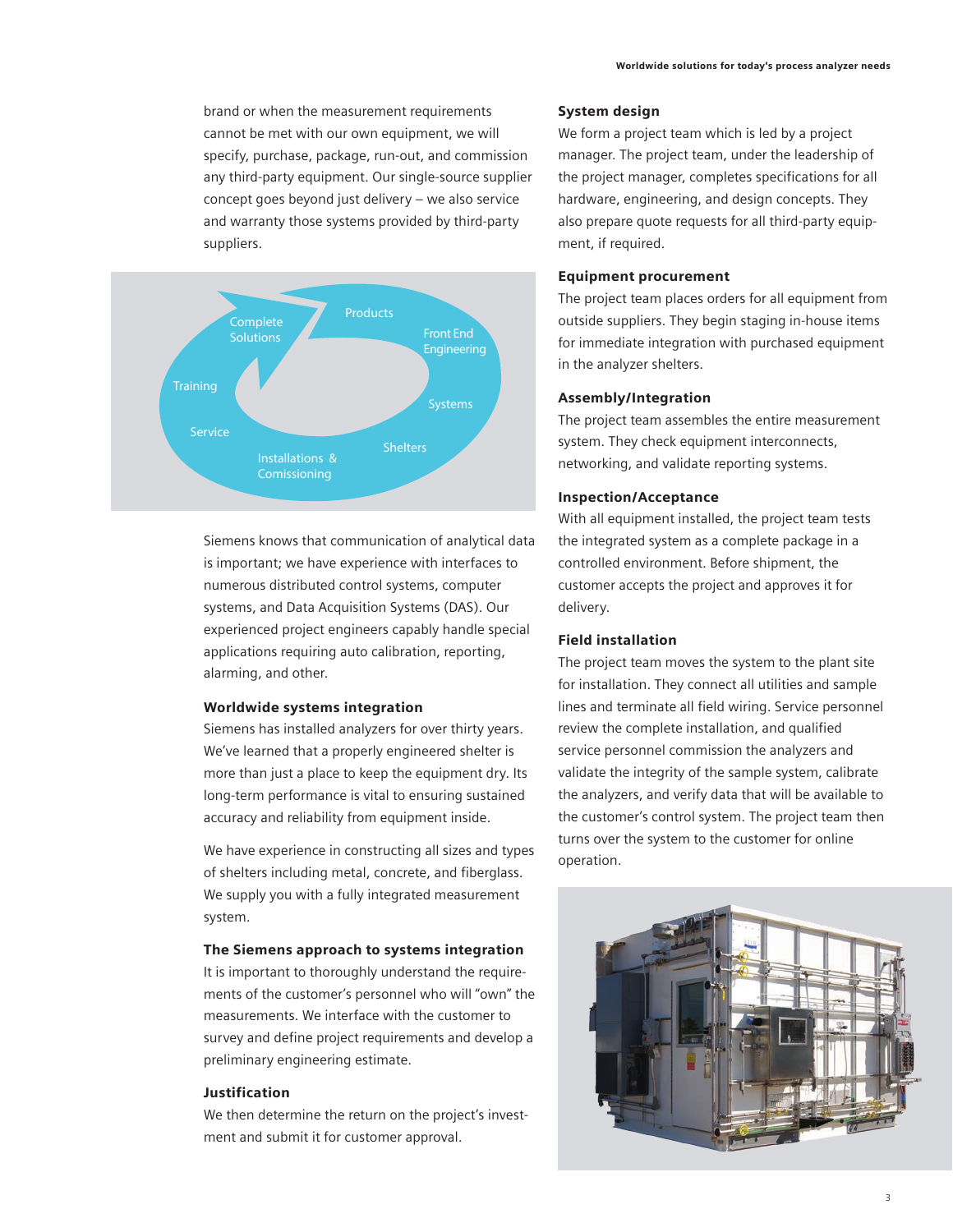brand or when the measurement requirements cannot be met with our own equipment, we will specify, purchase, package, run-out, and commission any third-party equipment. Our single-source supplier concept goes beyond just delivery – we also service and warranty those systems provided by third-party suppliers.

Siemens knows that communication of analytical data is important; we have experience with interfaces to numerous distributed control systems, computer systems, and Data Acquisition Systems (DAS). Our experienced project engineers capably handle special applications requiring auto calibration, reporting, alarming, and other.

### Worldwide systems integration

Siemens has installed analyzers for over thirty years. We've learned that a properly engineered shelter is more than just a place to keep the equipment dry. Its long-term performance is vital to ensuring sustained accuracy and reliability from equipment inside.

We have experience in constructing all sizes and types of shelters including metal, concrete, and fiberglass. We supply you with a fully integrated measurement system.

### The Siemens approach to systems integration

It is important to thoroughly understand the requirements of the customer's personnel who will "own" the measurements. We interface with the customer to survey and define project requirements and develop a preliminary engineering estimate.

### Justification

We then determine the return on the project's investment and submit it for customer approval.

### System design

We form a project team which is led by a project manager. The project team, under the leadership of the project manager, completes specifications for all hardware, engineering, and design concepts. They also prepare quote requests for all third-party equipment, if required.

### Equipment procurement

The project team places orders for all equipment from outside suppliers. They begin staging in-house items for immediate integration with purchased equipment in the analyzer shelters.

### Assembly/Integration

The project team assembles the entire measurement system. They check equipment interconnects, networking, and validate reporting systems.

### Inspection/Acceptance

With all equipment installed, the project team tests the integrated system as a complete package in a controlled environment. Before shipment, the customer accepts the project and approves it for delivery.

### Field installation

The project team moves the system to the plant site for installation. They connect all utilities and sample lines and terminate all field wiring. Service personnel review the complete installation, and qualified service personnel commission the analyzers and validate the integrity of the sample system, calibrate the analyzers, and verify data that will be available to the customer's control system. The project team then turns over the system to the customer for online operation.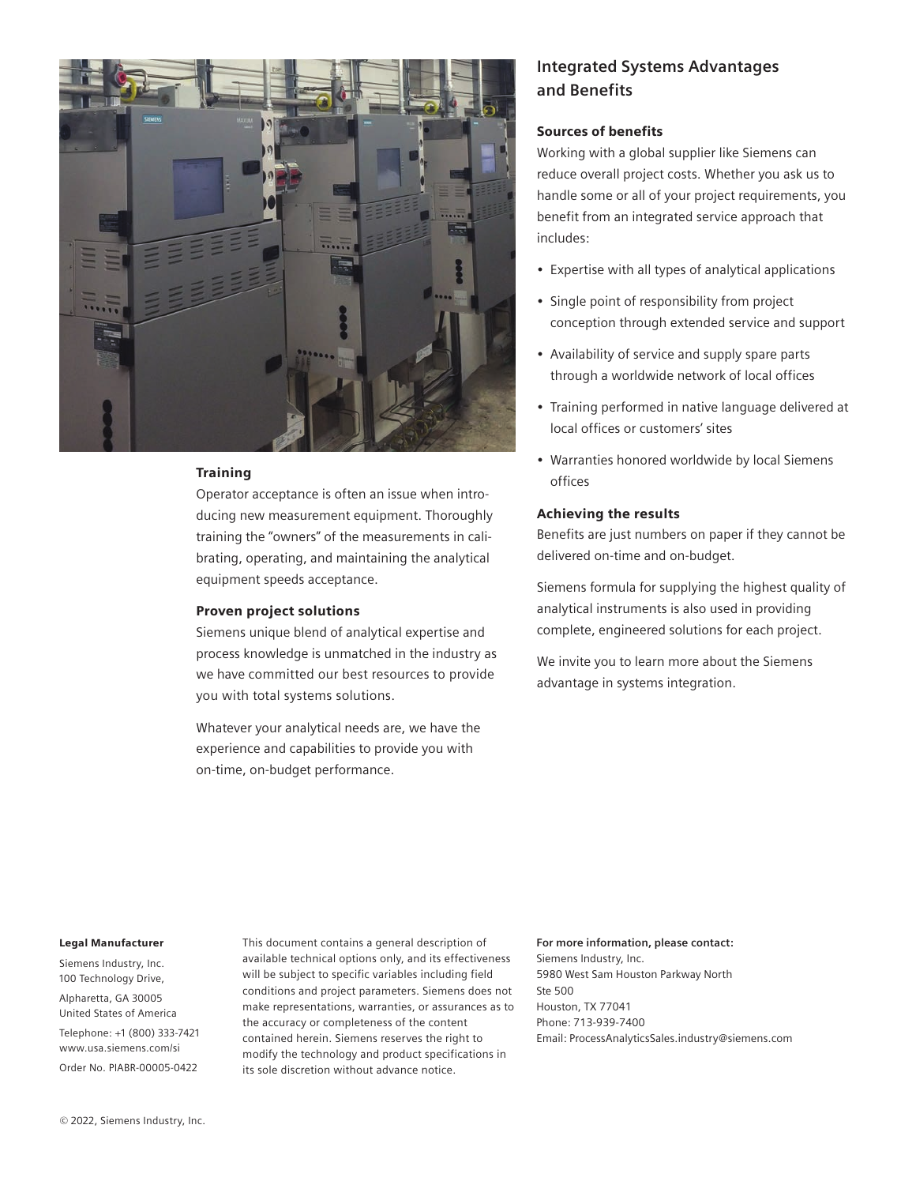## Training

Operator acceptance is often an issue when introducing new measurement equipment. Thoroughly training the "owners" of the measurements in calibrating, operating, and maintaining the analytical equipment speeds acceptance.

## Proven project solutions

Siemens unique blend of analytical expertise and process knowledge is unmatched in the industry as we have committed our best resources to provide you with total systems solutions.

Whatever your analytical needs are, we have the experience and capabilities to provide you with on-time, on-budget performance.

# Integrated Systems Advantages and Benefits

## Sources of benefits

Working with a global supplier like Siemens can reduce overall project costs. Whether you ask us to handle some or all of your project requirements, you benefit from an integrated service approach that includes:

- Expertise with all types of analytical applications
- Single point of responsibility from project conception through extended service and support
- Availability of service and supply spare parts through a worldwide network of local offices
- Training performed in native language delivered at local offices or customers' sites
- Warranties honored worldwide by local Siemens offices

## Achieving the results

Benefits are just numbers on paper if they cannot be delivered on-time and on-budget.

Siemens formula for supplying the highest quality of analytical instruments is also used in providing complete, engineered solutions for each project.

We invite you to learn more about the Siemens advantage in systems integration.

**Legal Manufacturer**

Siemens Industry, Inc.
100 Technology Drive,
Alpharetta, GA 30005
United States of America
Telephone: +1 (800) 333-7421
www.usa.siemens.com/si
Order No. PIABR-00005-0422

This document contains a general description of available technical options only, and its effectiveness will be subject to specific variables including field conditions and project parameters. Siemens does not make representations, warranties, or assurances as to the accuracy or completeness of the content contained herein. Siemens reserves the right to modify the technology and product specifications in its sole discretion without advance notice.

**For more information, please contact:**
Siemens Industry, Inc.
5980 West Sam Houston Parkway North
Ste 500
Houston, TX 77041
Phone: 713-939-7400
Email: ProcessAnalyticsSales.industry@siemens.com

© 2022, Siemens Industry, Inc.